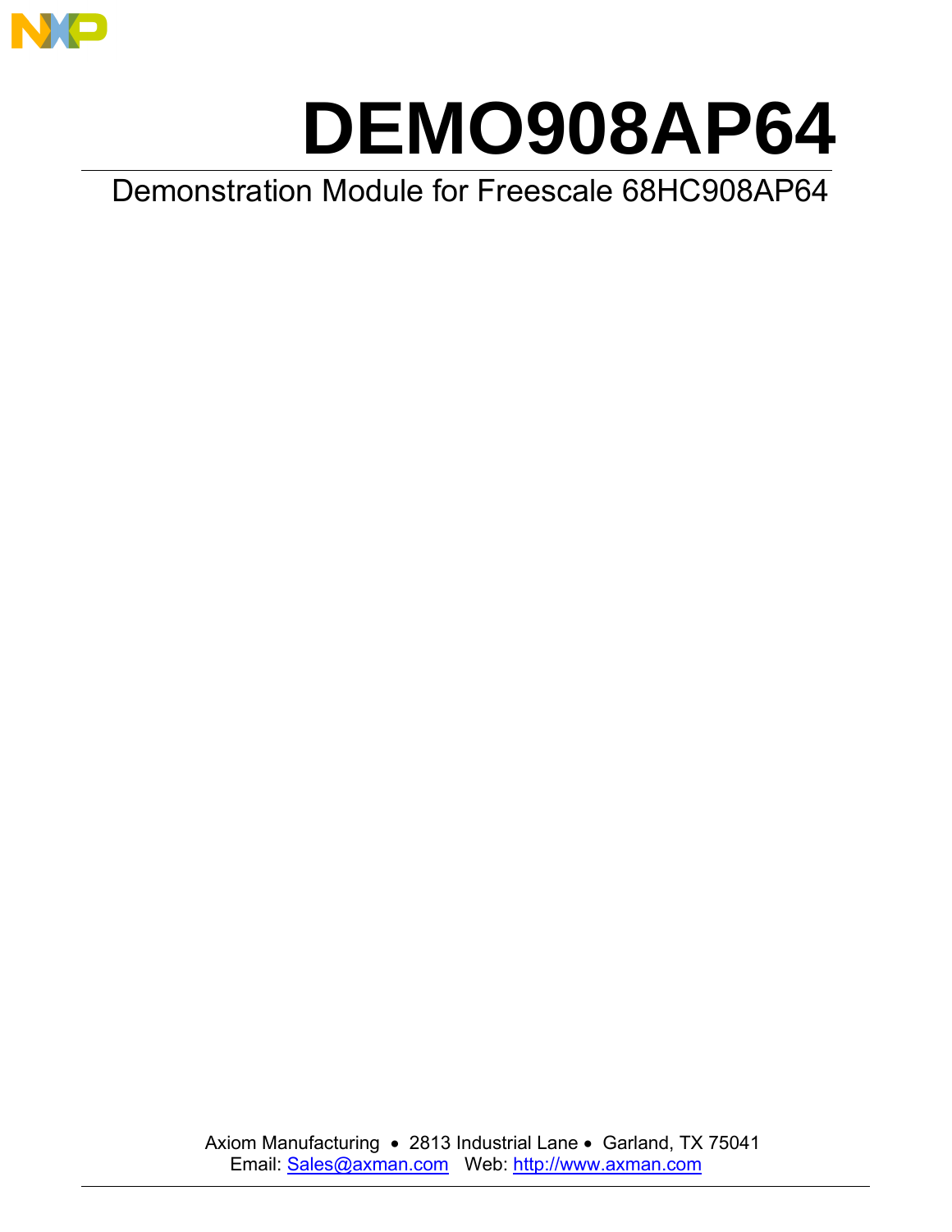# DEMO908AP64

Demonstration Module for Freescale 68HC908AP64

Axiom Manufacturing • 2813 Industrial Lane • Garland, TX 75041
Email: Sales@axman.com Web: http://www.axman.com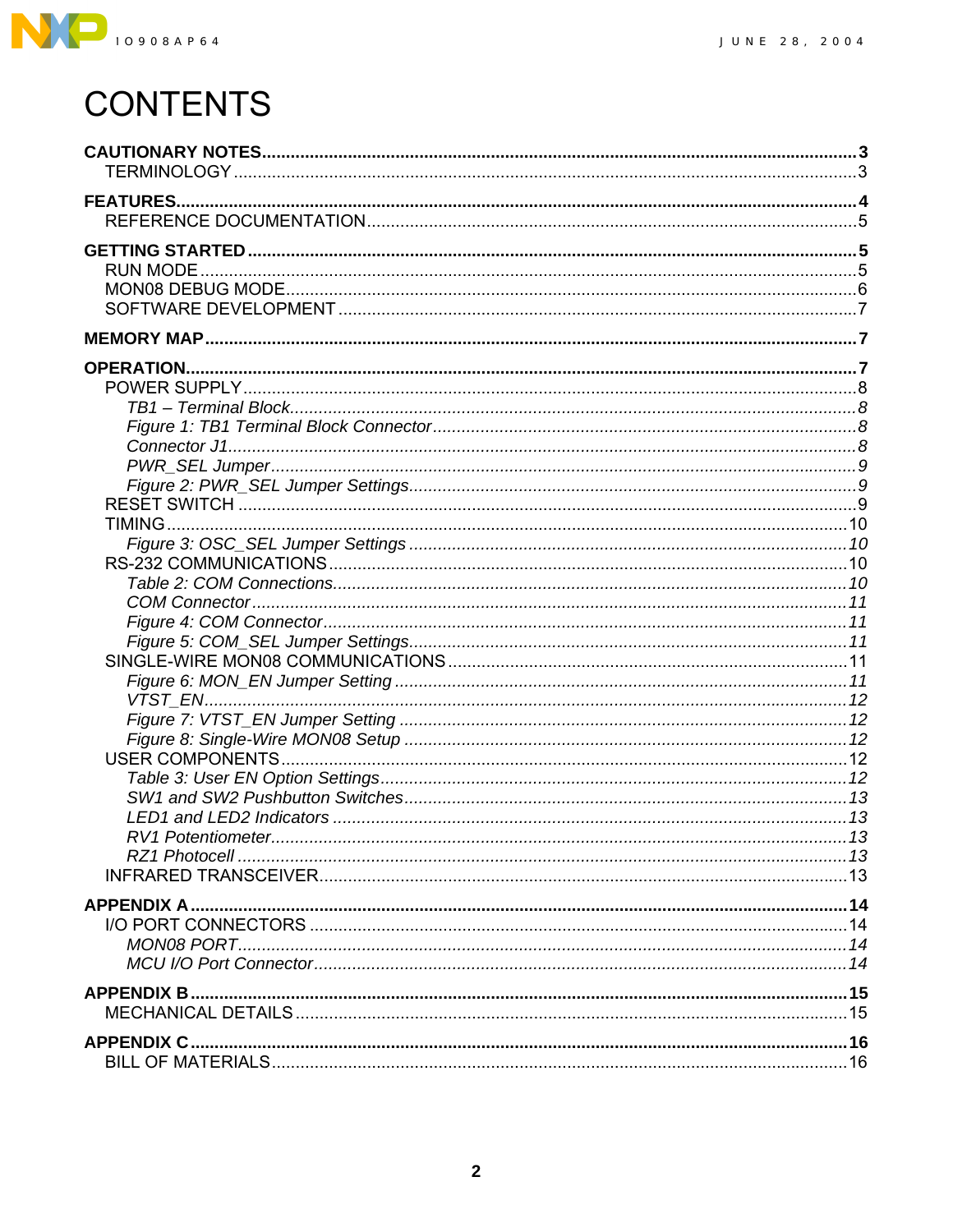# CONTENTS

**CAUTIONARY NOTES** ..... **3**
- TERMINOLOGY ..... 3

**FEATURES** ..... **4**
- REFERENCE DOCUMENTATION ..... 5

**GETTING STARTED** ..... **5**
- RUN MODE ..... 5
- MON08 DEBUG MODE ..... 6
- SOFTWARE DEVELOPMENT ..... 7

**MEMORY MAP** ..... **7**

**OPERATION** ..... **7**
- POWER SUPPLY ..... 8
  - *TB1 – Terminal Block* ..... *8*
  - *Figure 1: TB1 Terminal Block Connector* ..... *8*
  - *Connector J1* ..... *8*
  - *PWR_SEL Jumper* ..... *9*
  - *Figure 2: PWR_SEL Jumper Settings* ..... *9*
- RESET SWITCH ..... 9
- TIMING ..... 10
  - *Figure 3: OSC_SEL Jumper Settings* ..... *10*
- RS-232 COMMUNICATIONS ..... 10
  - *Table 2: COM Connections* ..... *10*
  - *COM Connector* ..... *11*
  - *Figure 4: COM Connector* ..... *11*
  - *Figure 5: COM_SEL Jumper Settings* ..... *11*
- SINGLE-WIRE MON08 COMMUNICATIONS ..... 11
  - *Figure 6: MON_EN Jumper Setting* ..... *11*
  - *VTST_EN* ..... *12*
  - *Figure 7: VTST_EN Jumper Setting* ..... *12*
  - *Figure 8: Single-Wire MON08 Setup* ..... *12*
- USER COMPONENTS ..... 12
  - *Table 3: User EN Option Settings* ..... *12*
  - *SW1 and SW2 Pushbutton Switches* ..... *13*
  - *LED1 and LED2 Indicators* ..... *13*
  - *RV1 Potentiometer* ..... *13*
  - *RZ1 Photocell* ..... *13*
- INFRARED TRANSCEIVER ..... 13

**APPENDIX A** ..... **14**
- I/O PORT CONNECTORS ..... 14
  - *MON08 PORT* ..... *14*
  - *MCU I/O Port Connector* ..... *14*

**APPENDIX B** ..... **15**
- MECHANICAL DETAILS ..... 15

**APPENDIX C** ..... **16**
- BILL OF MATERIALS ..... 16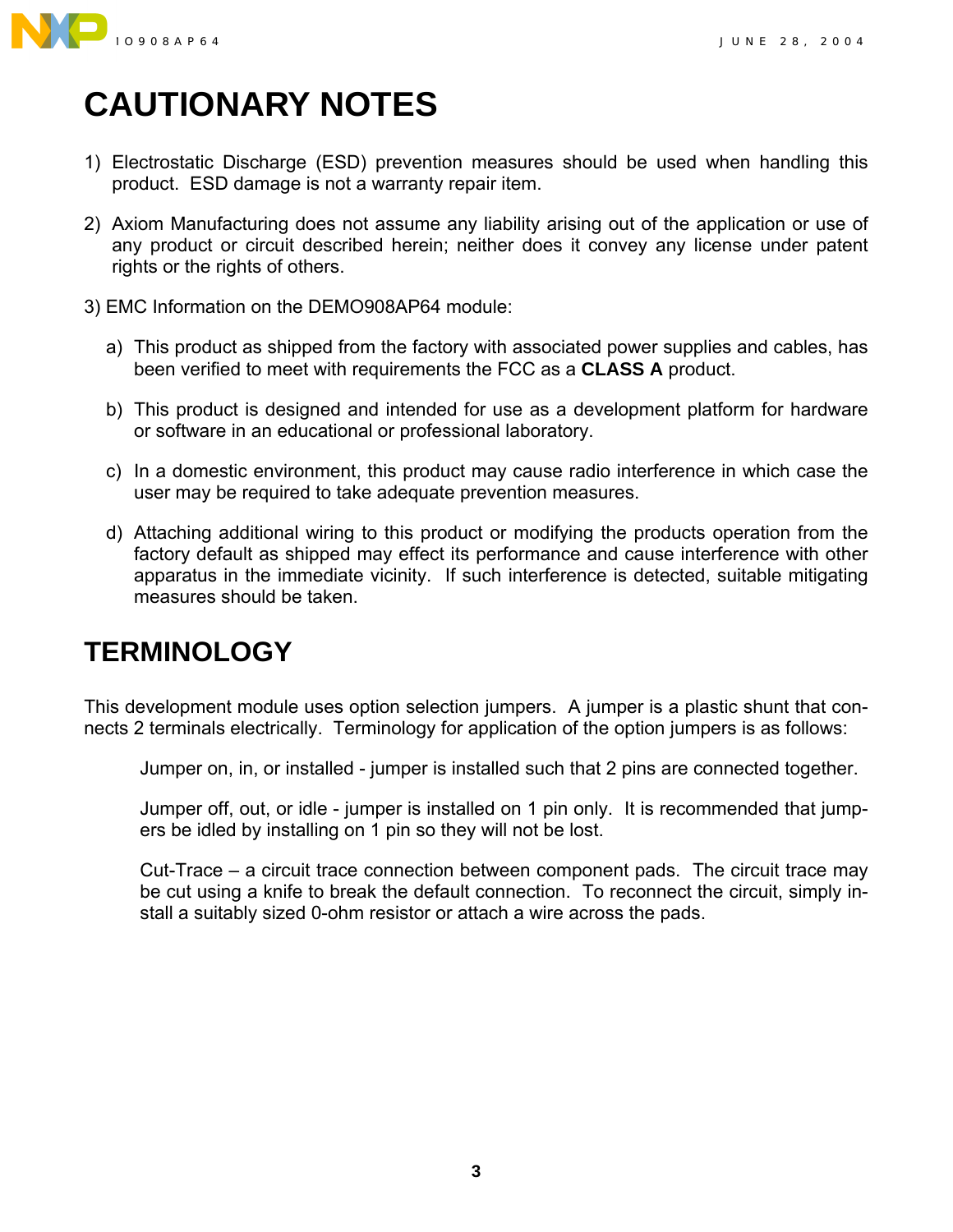# CAUTIONARY NOTES

1) Electrostatic Discharge (ESD) prevention measures should be used when handling this product. ESD damage is not a warranty repair item.

2) Axiom Manufacturing does not assume any liability arising out of the application or use of any product or circuit described herein; neither does it convey any license under patent rights or the rights of others.

3) EMC Information on the DEMO908AP64 module:

   a) This product as shipped from the factory with associated power supplies and cables, has been verified to meet with requirements the FCC as a **CLASS A** product.

   b) This product is designed and intended for use as a development platform for hardware or software in an educational or professional laboratory.

   c) In a domestic environment, this product may cause radio interference in which case the user may be required to take adequate prevention measures.

   d) Attaching additional wiring to this product or modifying the products operation from the factory default as shipped may effect its performance and cause interference with other apparatus in the immediate vicinity. If such interference is detected, suitable mitigating measures should be taken.

# TERMINOLOGY

This development module uses option selection jumpers. A jumper is a plastic shunt that connects 2 terminals electrically. Terminology for application of the option jumpers is as follows:

Jumper on, in, or installed - jumper is installed such that 2 pins are connected together.

Jumper off, out, or idle - jumper is installed on 1 pin only. It is recommended that jumpers be idled by installing on 1 pin so they will not be lost.

Cut-Trace – a circuit trace connection between component pads. The circuit trace may be cut using a knife to break the default connection. To reconnect the circuit, simply install a suitably sized 0-ohm resistor or attach a wire across the pads.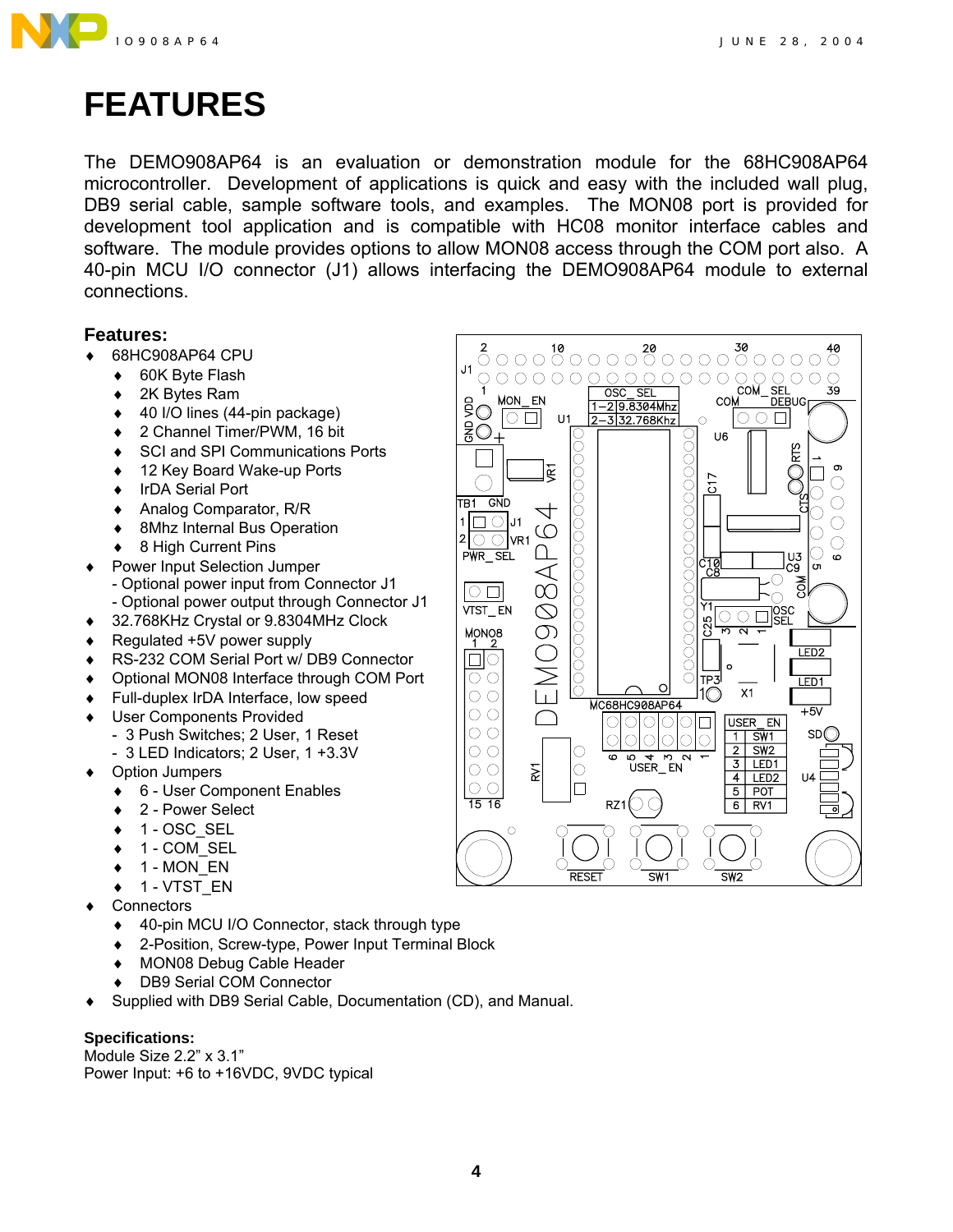// FEATURES

The DEMO908AP64 is an evaluation or demonstration module for the 68HC908AP64 microcontroller. Development of applications is quick and easy with the included wall plug, DB9 serial cable, sample software tools, and examples. The MON08 port is provided for development tool application and is compatible with HC08 monitor interface cables and software. The module provides options to allow MON08 access through the COM port also. A 40-pin MCU I/O connector (J1) allows interfacing the DEMO908AP64 module to external connections.

### Features:

- 68HC908AP64 CPU
  - 60K Byte Flash
  - 2K Bytes Ram
  - 40 I/O lines (44-pin package)
  - 2 Channel Timer/PWM, 16 bit
  - SCI and SPI Communications Ports
  - 12 Key Board Wake-up Ports
  - IrDA Serial Port
  - Analog Comparator, R/R
  - 8Mhz Internal Bus Operation
  - 8 High Current Pins
- Power Input Selection Jumper
  - Optional power input from Connector J1
  - Optional power output through Connector J1
- 32.768KHz Crystal or 9.8304MHz Clock
- Regulated +5V power supply
- RS-232 COM Serial Port w/ DB9 Connector
- Optional MON08 Interface through COM Port
- Full-duplex IrDA Interface, low speed
- User Components Provided
  - 3 Push Switches; 2 User, 1 Reset
  - 3 LED Indicators; 2 User, 1 +3.3V
- Option Jumpers
  - 6 - User Component Enables
  - 2 - Power Select
  - 1 - OSC_SEL
  - 1 - COM_SEL
  - 1 - MON_EN
  - 1 - VTST_EN
- Connectors
  - 40-pin MCU I/O Connector, stack through type
  - 2-Position, Screw-type, Power Input Terminal Block
  - MON08 Debug Cable Header
  - DB9 Serial COM Connector
- Supplied with DB9 Serial Cable, Documentation (CD), and Manual.

### Specifications:

Module Size 2.2" x 3.1"
Power Input: +6 to +16VDC, 9VDC typical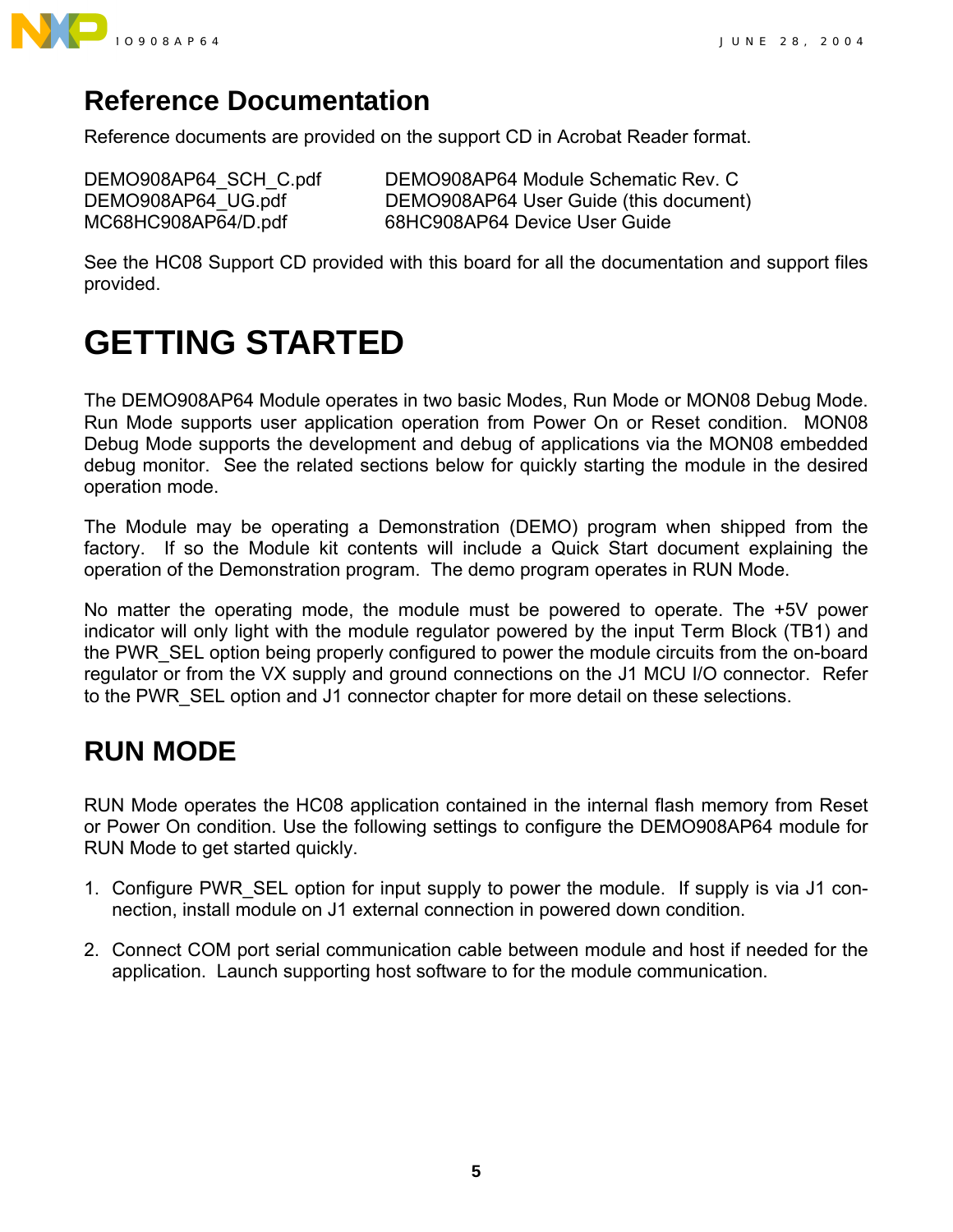## Reference Documentation

Reference documents are provided on the support CD in Acrobat Reader format.

| | |
|---|---|
| DEMO908AP64_SCH_C.pdf | DEMO908AP64 Module Schematic Rev. C |
| DEMO908AP64_UG.pdf | DEMO908AP64 User Guide (this document) |
| MC68HC908AP64/D.pdf | 68HC908AP64 Device User Guide |

See the HC08 Support CD provided with this board for all the documentation and support files provided.

# GETTING STARTED

The DEMO908AP64 Module operates in two basic Modes, Run Mode or MON08 Debug Mode. Run Mode supports user application operation from Power On or Reset condition. MON08 Debug Mode supports the development and debug of applications via the MON08 embedded debug monitor. See the related sections below for quickly starting the module in the desired operation mode.

The Module may be operating a Demonstration (DEMO) program when shipped from the factory. If so the Module kit contents will include a Quick Start document explaining the operation of the Demonstration program. The demo program operates in RUN Mode.

No matter the operating mode, the module must be powered to operate. The +5V power indicator will only light with the module regulator powered by the input Term Block (TB1) and the PWR_SEL option being properly configured to power the module circuits from the on-board regulator or from the VX supply and ground connections on the J1 MCU I/O connector. Refer to the PWR_SEL option and J1 connector chapter for more detail on these selections.

## RUN MODE

RUN Mode operates the HC08 application contained in the internal flash memory from Reset or Power On condition. Use the following settings to configure the DEMO908AP64 module for RUN Mode to get started quickly.

1. Configure PWR_SEL option for input supply to power the module. If supply is via J1 connection, install module on J1 external connection in powered down condition.

2. Connect COM port serial communication cable between module and host if needed for the application. Launch supporting host software to for the module communication.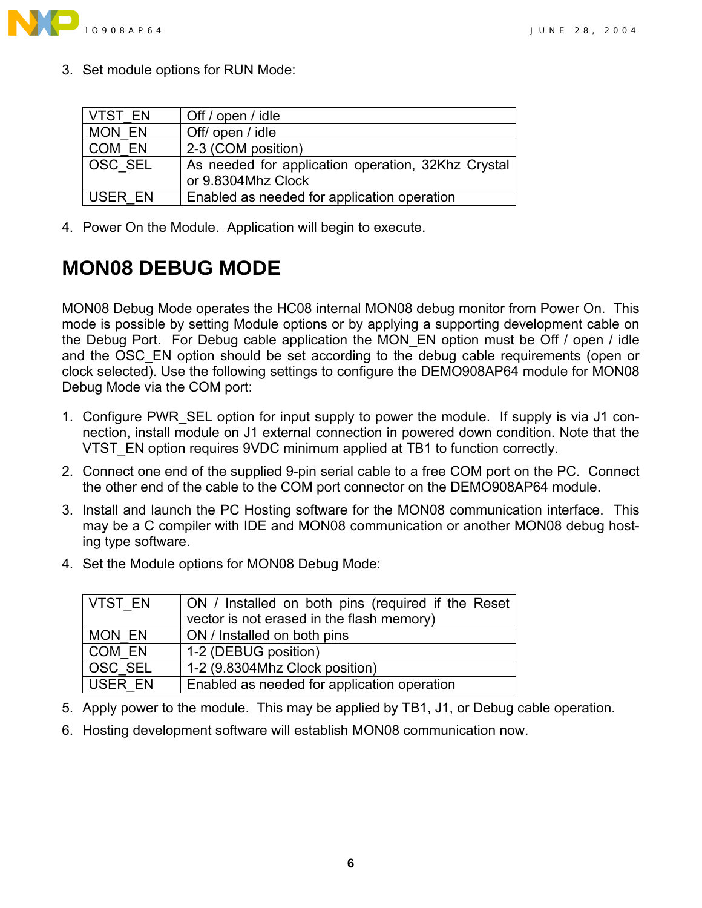3. Set module options for RUN Mode:

| VTST_EN | Off / open / idle |
|---|---|
| MON_EN | Off/ open / idle |
| COM_EN | 2-3 (COM position) |
| OSC_SEL | As needed for application operation, 32Khz Crystal or 9.8304Mhz Clock |
| USER_EN | Enabled as needed for application operation |

4. Power On the Module. Application will begin to execute.

# MON08 DEBUG MODE

MON08 Debug Mode operates the HC08 internal MON08 debug monitor from Power On. This mode is possible by setting Module options or by applying a supporting development cable on the Debug Port. For Debug cable application the MON_EN option must be Off / open / idle and the OSC_EN option should be set according to the debug cable requirements (open or clock selected). Use the following settings to configure the DEMO908AP64 module for MON08 Debug Mode via the COM port:

1. Configure PWR_SEL option for input supply to power the module. If supply is via J1 connection, install module on J1 external connection in powered down condition. Note that the VTST_EN option requires 9VDC minimum applied at TB1 to function correctly.
2. Connect one end of the supplied 9-pin serial cable to a free COM port on the PC. Connect the other end of the cable to the COM port connector on the DEMO908AP64 module.
3. Install and launch the PC Hosting software for the MON08 communication interface. This may be a C compiler with IDE and MON08 communication or another MON08 debug hosting type software.
4. Set the Module options for MON08 Debug Mode:

| VTST_EN | ON / Installed on both pins (required if the Reset vector is not erased in the flash memory) |
|---|---|
| MON_EN | ON / Installed on both pins |
| COM_EN | 1-2 (DEBUG position) |
| OSC_SEL | 1-2 (9.8304Mhz Clock position) |
| USER_EN | Enabled as needed for application operation |

5. Apply power to the module. This may be applied by TB1, J1, or Debug cable operation.
6. Hosting development software will establish MON08 communication now.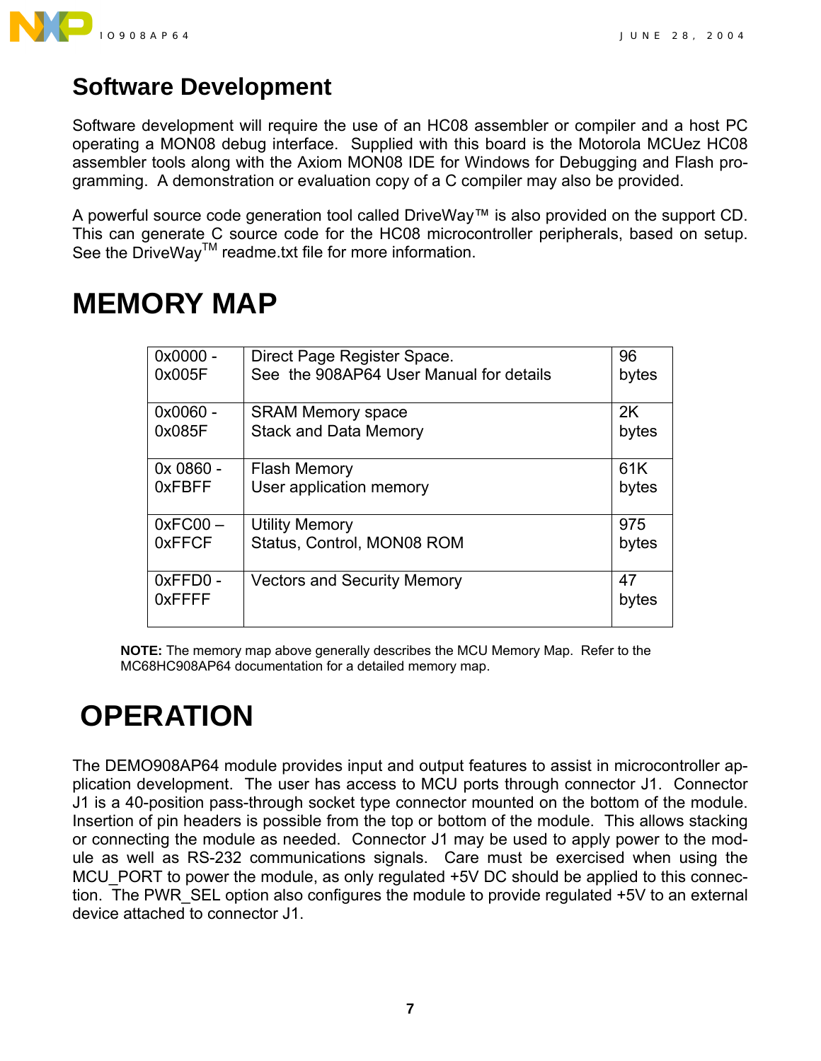## Software Development

Software development will require the use of an HC08 assembler or compiler and a host PC operating a MON08 debug interface. Supplied with this board is the Motorola MCUez HC08 assembler tools along with the Axiom MON08 IDE for Windows for Debugging and Flash programming. A demonstration or evaluation copy of a C compiler may also be provided.

A powerful source code generation tool called DriveWay™ is also provided on the support CD. This can generate C source code for the HC08 microcontroller peripherals, based on setup. See the DriveWay™ readme.txt file for more information.

# MEMORY MAP

| | | |
|---|---|---|
| 0x0000 - 0x005F | Direct Page Register Space. See the 908AP64 User Manual for details | 96 bytes |
| 0x0060 - 0x085F | SRAM Memory space Stack and Data Memory | 2K bytes |
| 0x 0860 - 0xFBFF | Flash Memory User application memory | 61K bytes |
| 0xFC00 – 0xFFCF | Utility Memory Status, Control, MON08 ROM | 975 bytes |
| 0xFFD0 - 0xFFFF | Vectors and Security Memory | 47 bytes |

**NOTE:** The memory map above generally describes the MCU Memory Map. Refer to the MC68HC908AP64 documentation for a detailed memory map.

# OPERATION

The DEMO908AP64 module provides input and output features to assist in microcontroller application development. The user has access to MCU ports through connector J1. Connector J1 is a 40-position pass-through socket type connector mounted on the bottom of the module. Insertion of pin headers is possible from the top or bottom of the module. This allows stacking or connecting the module as needed. Connector J1 may be used to apply power to the module as well as RS-232 communications signals. Care must be exercised when using the MCU_PORT to power the module, as only regulated +5V DC should be applied to this connection. The PWR_SEL option also configures the module to provide regulated +5V to an external device attached to connector J1.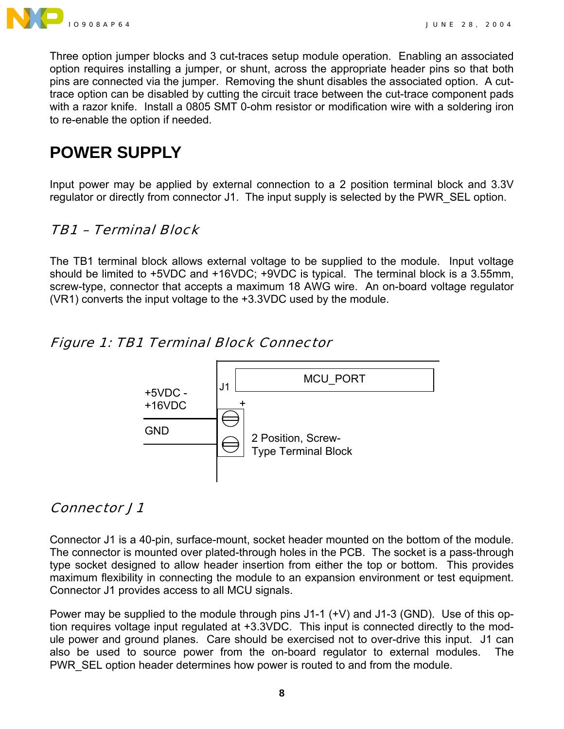Three option jumper blocks and 3 cut-traces setup module operation. Enabling an associated option requires installing a jumper, or shunt, across the appropriate header pins so that both pins are connected via the jumper. Removing the shunt disables the associated option. A cut-trace option can be disabled by cutting the circuit trace between the cut-trace component pads with a razor knife. Install a 0805 SMT 0-ohm resistor or modification wire with a soldering iron to re-enable the option if needed.

# POWER SUPPLY

Input power may be applied by external connection to a 2 position terminal block and 3.3V regulator or directly from connector J1. The input supply is selected by the PWR_SEL option.

## *TB1 – Terminal Block*

The TB1 terminal block allows external voltage to be supplied to the module. Input voltage should be limited to +5VDC and +16VDC; +9VDC is typical. The terminal block is a 3.55mm, screw-type, connector that accepts a maximum 18 AWG wire. An on-board voltage regulator (VR1) converts the input voltage to the +3.3VDC used by the module.

*Figure 1: TB1 Terminal Block Connector*

+5VDC - +16VDC

GND

J1

MCU_PORT

+

2 Position, Screw-Type Terminal Block

## *Connector J1*

Connector J1 is a 40-pin, surface-mount, socket header mounted on the bottom of the module. The connector is mounted over plated-through holes in the PCB. The socket is a pass-through type socket designed to allow header insertion from either the top or bottom. This provides maximum flexibility in connecting the module to an expansion environment or test equipment. Connector J1 provides access to all MCU signals.

Power may be supplied to the module through pins J1-1 (+V) and J1-3 (GND). Use of this option requires voltage input regulated at +3.3VDC. This input is connected directly to the module power and ground planes. Care should be exercised not to over-drive this input. J1 can also be used to source power from the on-board regulator to external modules. The PWR_SEL option header determines how power is routed to and from the module.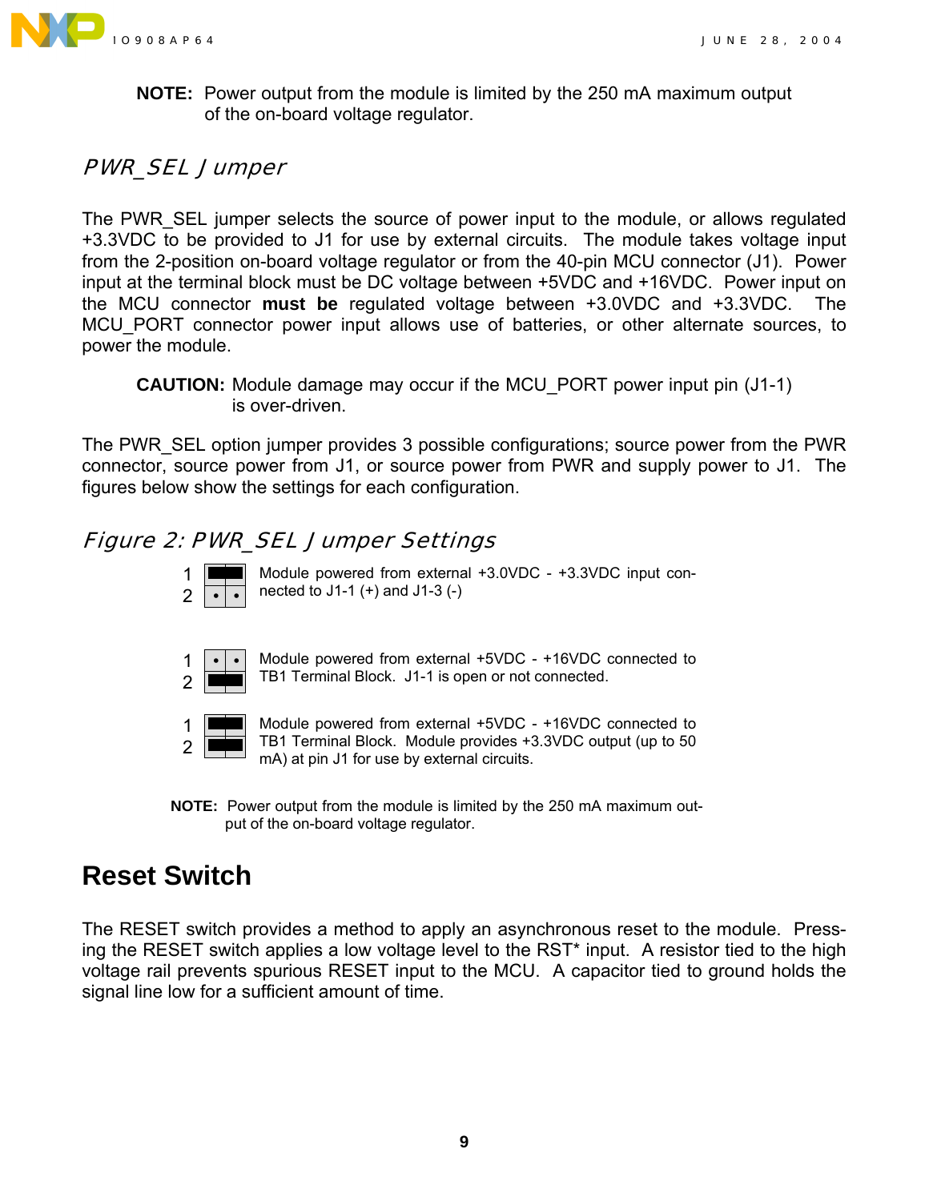**NOTE:** Power output from the module is limited by the 250 mA maximum output of the on-board voltage regulator.

### *PWR_SEL Jumper*

The PWR_SEL jumper selects the source of power input to the module, or allows regulated +3.3VDC to be provided to J1 for use by external circuits. The module takes voltage input from the 2-position on-board voltage regulator or from the 40-pin MCU connector (J1). Power input at the terminal block must be DC voltage between +5VDC and +16VDC. Power input on the MCU connector **must be** regulated voltage between +3.0VDC and +3.3VDC. The MCU_PORT connector power input allows use of batteries, or other alternate sources, to power the module.

**CAUTION:** Module damage may occur if the MCU_PORT power input pin (J1-1) is over-driven.

The PWR_SEL option jumper provides 3 possible configurations; source power from the PWR connector, source power from J1, or source power from PWR and supply power to J1. The figures below show the settings for each configuration.

### *Figure 2: PWR_SEL Jumper Settings*

| Jumper | Setting |
| --- | --- |
| 1 (installed), 2 (open) | Module powered from external +3.0VDC - +3.3VDC input connected to J1-1 (+) and J1-3 (-) |
| 1 (open), 2 (installed) | Module powered from external +5VDC - +16VDC connected to TB1 Terminal Block. J1-1 is open or not connected. |
| 1 (installed), 2 (installed) | Module powered from external +5VDC - +16VDC connected to TB1 Terminal Block. Module provides +3.3VDC output (up to 50 mA) at pin J1 for use by external circuits. |

**NOTE:** Power output from the module is limited by the 250 mA maximum output of the on-board voltage regulator.

## Reset Switch

The RESET switch provides a method to apply an asynchronous reset to the module. Pressing the RESET switch applies a low voltage level to the RST* input. A resistor tied to the high voltage rail prevents spurious RESET input to the MCU. A capacitor tied to ground holds the signal line low for a sufficient amount of time.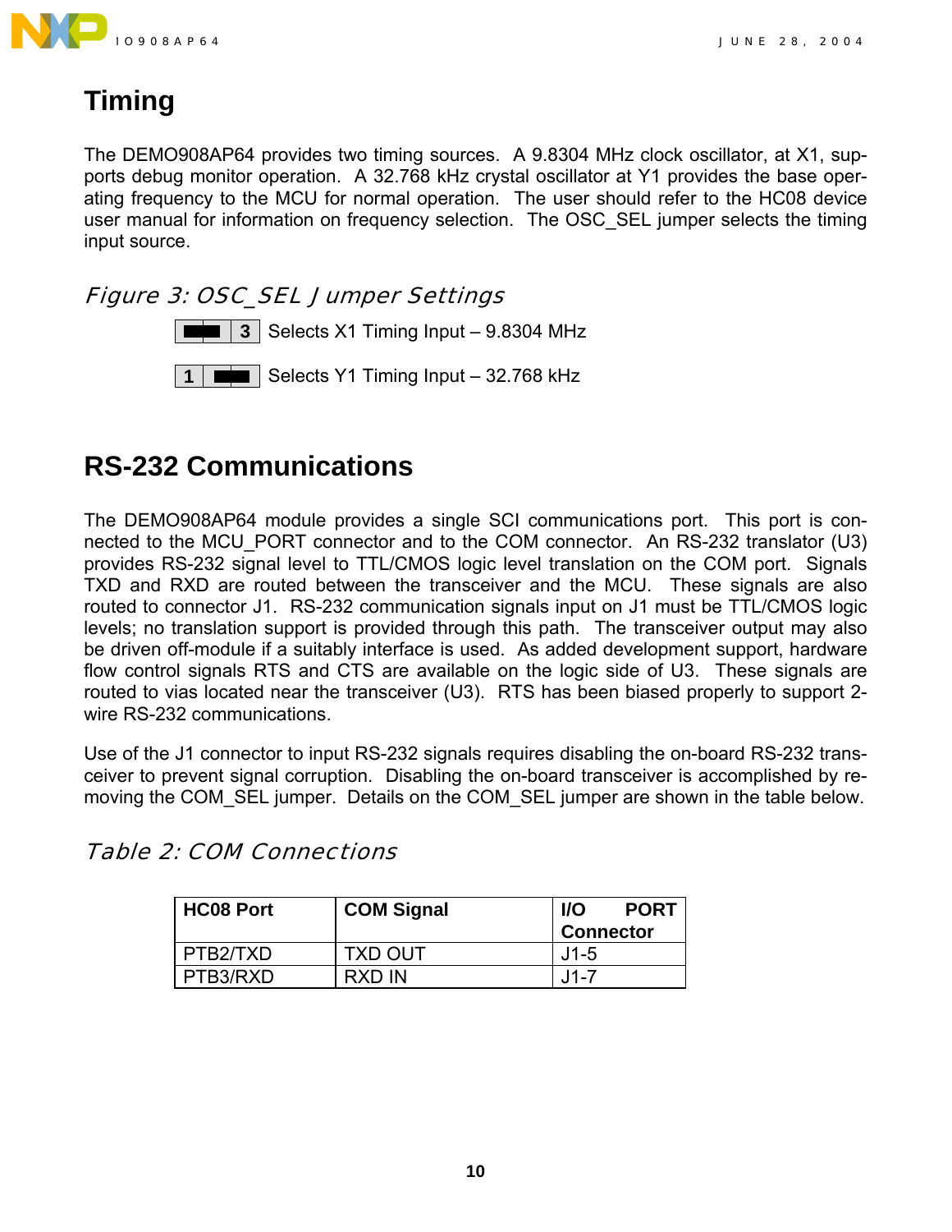# Timing

The DEMO908AP64 provides two timing sources. A 9.8304 MHz clock oscillator, at X1, supports debug monitor operation. A 32.768 kHz crystal oscillator at Y1 provides the base operating frequency to the MCU for normal operation. The user should refer to the HC08 device user manual for information on frequency selection. The OSC_SEL jumper selects the timing input source.

*Figure 3: OSC_SEL Jumper Settings*

| Jumper | Setting |
|---|---|
| ▬ ▬ \| 3 | Selects X1 Timing Input – 9.8304 MHz |
| 1 \| ▬ ▬ | Selects Y1 Timing Input – 32.768 kHz |

# RS-232 Communications

The DEMO908AP64 module provides a single SCI communications port. This port is connected to the MCU_PORT connector and to the COM connector. An RS-232 translator (U3) provides RS-232 signal level to TTL/CMOS logic level translation on the COM port. Signals TXD and RXD are routed between the transceiver and the MCU. These signals are also routed to connector J1. RS-232 communication signals input on J1 must be TTL/CMOS logic levels; no translation support is provided through this path. The transceiver output may also be driven off-module if a suitably interface is used. As added development support, hardware flow control signals RTS and CTS are available on the logic side of U3. These signals are routed to vias located near the transceiver (U3). RTS has been biased properly to support 2-wire RS-232 communications.

Use of the J1 connector to input RS-232 signals requires disabling the on-board RS-232 transceiver to prevent signal corruption. Disabling the on-board transceiver is accomplished by removing the COM_SEL jumper. Details on the COM_SEL jumper are shown in the table below.

*Table 2: COM Connections*

| HC08 Port | COM Signal | I/O PORT Connector |
|---|---|---|
| PTB2/TXD | TXD OUT | J1-5 |
| PTB3/RXD | RXD IN | J1-7 |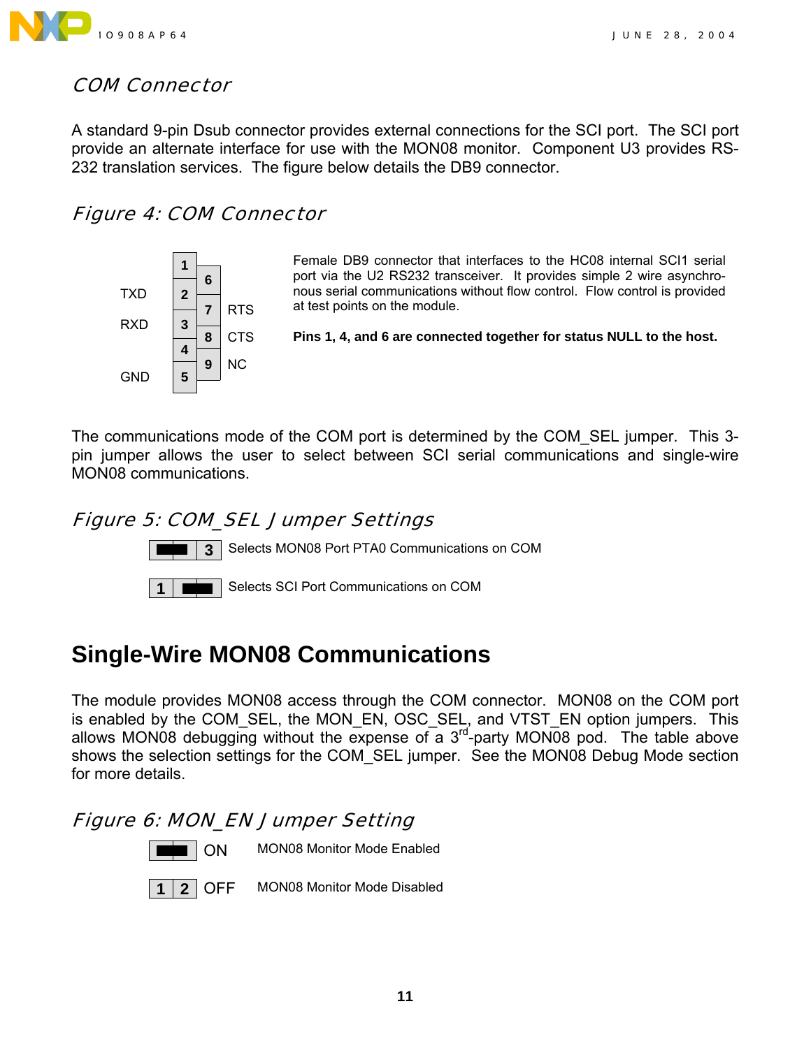## COM Connector

A standard 9-pin Dsub connector provides external connections for the SCI port. The SCI port provide an alternate interface for use with the MON08 monitor. Component U3 provides RS-232 translation services. The figure below details the DB9 connector.

## Figure 4: COM Connector

| Signal | Pin | Pin | Signal |
|---|---|---|---|
| | 1 | 6 | |
| TXD | 2 | 7 | RTS |
| RXD | 3 | 8 | CTS |
| | 4 | 9 | NC |
| GND | 5 | | |

Female DB9 connector that interfaces to the HC08 internal SCI1 serial port via the U2 RS232 transceiver. It provides simple 2 wire asynchronous serial communications without flow control. Flow control is provided at test points on the module.

**Pins 1, 4, and 6 are connected together for status NULL to the host.**

The communications mode of the COM port is determined by the COM_SEL jumper. This 3-pin jumper allows the user to select between SCI serial communications and single-wire MON08 communications.

## Figure 5: COM_SEL Jumper Settings

| Jumper | Setting |
|---|---|
| [■■ \| 3] | Selects MON08 Port PTA0 Communications on COM |
| [1 \| ■■] | Selects SCI Port Communications on COM |

# Single-Wire MON08 Communications

The module provides MON08 access through the COM connector. MON08 on the COM port is enabled by the COM_SEL, the MON_EN, OSC_SEL, and VTST_EN option jumpers. This allows MON08 debugging without the expense of a 3rd-party MON08 pod. The table above shows the selection settings for the COM_SEL jumper. See the MON08 Debug Mode section for more details.

## Figure 6: MON_EN Jumper Setting

| Jumper | State | Description |
|---|---|---|
| [■■] | ON | MON08 Monitor Mode Enabled |
| [1 \| 2] | OFF | MON08 Monitor Mode Disabled |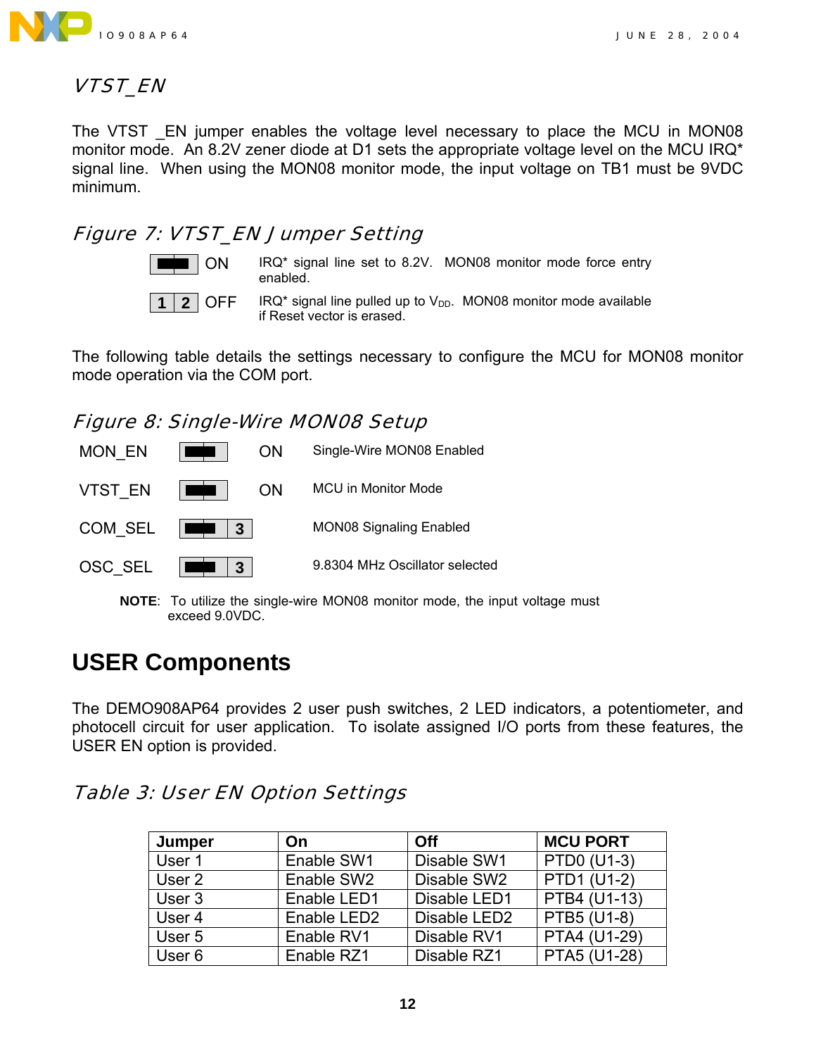## VTST_EN

The VTST _EN jumper enables the voltage level necessary to place the MCU in MON08 monitor mode. An 8.2V zener diode at D1 sets the appropriate voltage level on the MCU IRQ* signal line. When using the MON08 monitor mode, the input voltage on TB1 must be 9VDC minimum.

### Figure 7: VTST_EN Jumper Setting

| Jumper | Setting | Description |
|---|---|---|
| [jumper shorted] | ON | IRQ* signal line set to 8.2V. MON08 monitor mode force entry enabled. |
| 1 2 | OFF | IRQ* signal line pulled up to $V_{DD}$. MON08 monitor mode available if Reset vector is erased. |

The following table details the settings necessary to configure the MCU for MON08 monitor mode operation via the COM port.

### Figure 8: Single-Wire MON08 Setup

| Jumper | Position | Setting | Description |
|---|---|---|---|
| MON_EN | [shorted] | ON | Single-Wire MON08 Enabled |
| VTST_EN | [shorted] | ON | MCU in Monitor Mode |
| COM_SEL | [1-2 shorted] 3 | | MON08 Signaling Enabled |
| OSC_SEL | [1-2 shorted] 3 | | 9.8304 MHz Oscillator selected |

**NOTE**: To utilize the single-wire MON08 monitor mode, the input voltage must exceed 9.0VDC.

# USER Components

The DEMO908AP64 provides 2 user push switches, 2 LED indicators, a potentiometer, and photocell circuit for user application. To isolate assigned I/O ports from these features, the USER EN option is provided.

### Table 3: User EN Option Settings

| Jumper | On | Off | MCU PORT |
|---|---|---|---|
| User 1 | Enable SW1 | Disable SW1 | PTD0 (U1-3) |
| User 2 | Enable SW2 | Disable SW2 | PTD1 (U1-2) |
| User 3 | Enable LED1 | Disable LED1 | PTB4 (U1-13) |
| User 4 | Enable LED2 | Disable LED2 | PTB5 (U1-8) |
| User 5 | Enable RV1 | Disable RV1 | PTA4 (U1-29) |
| User 6 | Enable RZ1 | Disable RZ1 | PTA5 (U1-28) |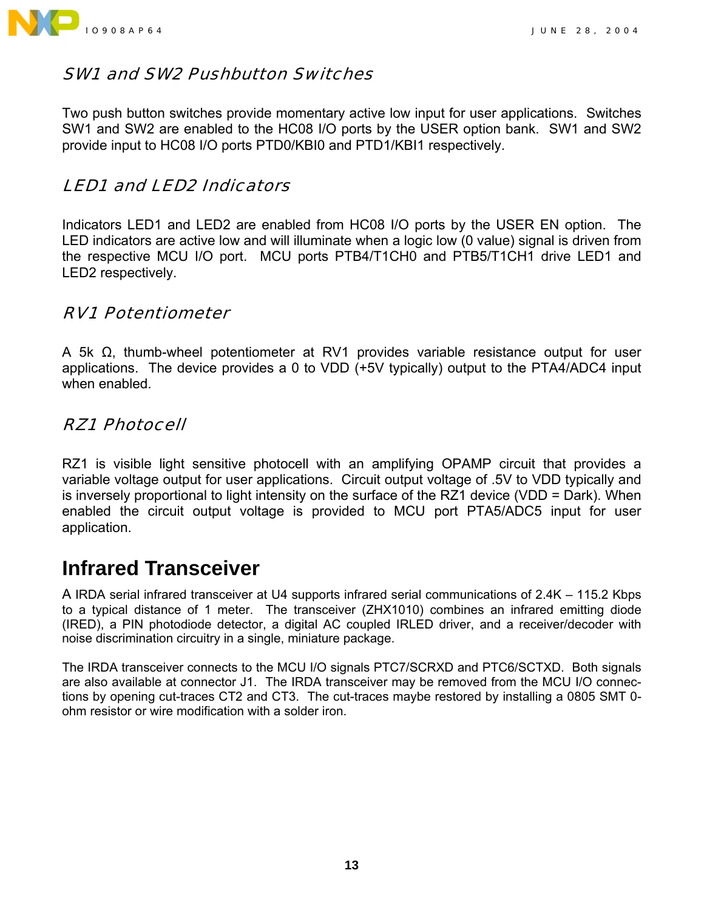### SW1 and SW2 Pushbutton Switches

Two push button switches provide momentary active low input for user applications. Switches SW1 and SW2 are enabled to the HC08 I/O ports by the USER option bank. SW1 and SW2 provide input to HC08 I/O ports PTD0/KBI0 and PTD1/KBI1 respectively.

### LED1 and LED2 Indicators

Indicators LED1 and LED2 are enabled from HC08 I/O ports by the USER EN option. The LED indicators are active low and will illuminate when a logic low (0 value) signal is driven from the respective MCU I/O port. MCU ports PTB4/T1CH0 and PTB5/T1CH1 drive LED1 and LED2 respectively.

### RV1 Potentiometer

A 5k Ω, thumb-wheel potentiometer at RV1 provides variable resistance output for user applications. The device provides a 0 to VDD (+5V typically) output to the PTA4/ADC4 input when enabled.

### RZ1 Photocell

RZ1 is visible light sensitive photocell with an amplifying OPAMP circuit that provides a variable voltage output for user applications. Circuit output voltage of .5V to VDD typically and is inversely proportional to light intensity on the surface of the RZ1 device (VDD = Dark). When enabled the circuit output voltage is provided to MCU port PTA5/ADC5 input for user application.

## Infrared Transceiver

A IRDA serial infrared transceiver at U4 supports infrared serial communications of 2.4K – 115.2 Kbps to a typical distance of 1 meter. The transceiver (ZHX1010) combines an infrared emitting diode (IRED), a PIN photodiode detector, a digital AC coupled IRLED driver, and a receiver/decoder with noise discrimination circuitry in a single, miniature package.

The IRDA transceiver connects to the MCU I/O signals PTC7/SCRXD and PTC6/SCTXD. Both signals are also available at connector J1. The IRDA transceiver may be removed from the MCU I/O connections by opening cut-traces CT2 and CT3. The cut-traces maybe restored by installing a 0805 SMT 0-ohm resistor or wire modification with a solder iron.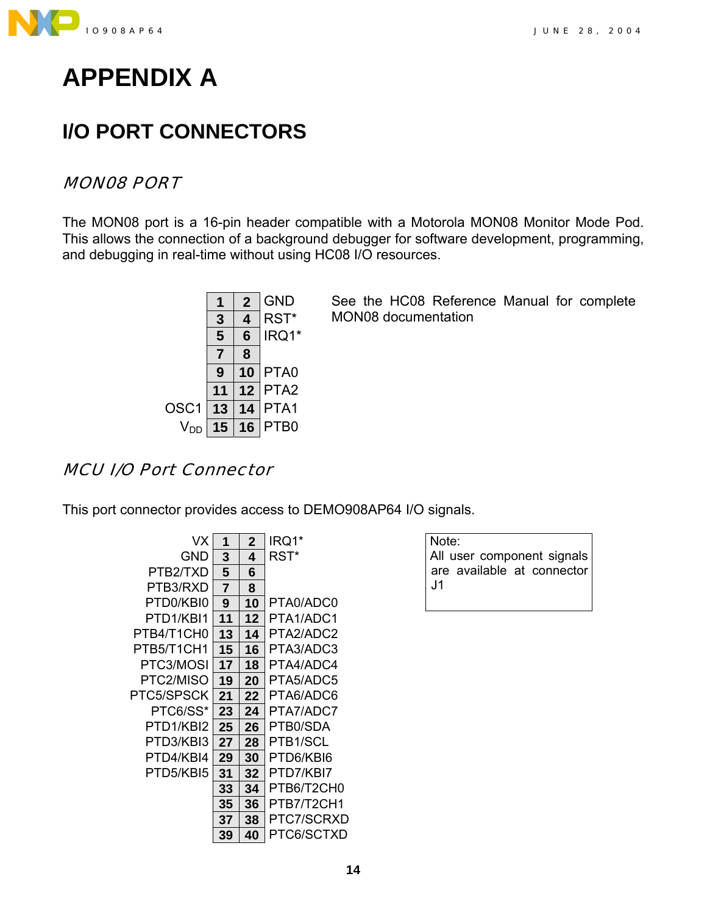# APPENDIX A

## I/O PORT CONNECTORS

### *MON08 PORT*

The MON08 port is a 16-pin header compatible with a Motorola MON08 Monitor Mode Pod. This allows the connection of a background debugger for software development, programming, and debugging in real-time without using HC08 I/O resources.

| Signal | Pin | Pin | Signal |
|---|---|---|---|
| | 1 | 2 | GND |
| | 3 | 4 | RST* |
| | 5 | 6 | IRQ1* |
| | 7 | 8 | |
| | 9 | 10 | PTA0 |
| | 11 | 12 | PTA2 |
| OSC1 | 13 | 14 | PTA1 |
| $V_{DD}$ | 15 | 16 | PTB0 |

See the HC08 Reference Manual for complete MON08 documentation

### *MCU I/O Port Connector*

This port connector provides access to DEMO908AP64 I/O signals.

| Signal | Pin | Pin | Signal |
|---|---|---|---|
| VX | 1 | 2 | IRQ1* |
| GND | 3 | 4 | RST* |
| PTB2/TXD | 5 | 6 | |
| PTB3/RXD | 7 | 8 | |
| PTD0/KBI0 | 9 | 10 | PTA0/ADC0 |
| PTD1/KBI1 | 11 | 12 | PTA1/ADC1 |
| PTB4/T1CH0 | 13 | 14 | PTA2/ADC2 |
| PTB5/T1CH1 | 15 | 16 | PTA3/ADC3 |
| PTC3/MOSI | 17 | 18 | PTA4/ADC4 |
| PTC2/MISO | 19 | 20 | PTA5/ADC5 |
| PTC5/SPSCK | 21 | 22 | PTA6/ADC6 |
| PTC6/SS* | 23 | 24 | PTA7/ADC7 |
| PTD1/KBI2 | 25 | 26 | PTB0/SDA |
| PTD3/KBI3 | 27 | 28 | PTB1/SCL |
| PTD4/KBI4 | 29 | 30 | PTD6/KBI6 |
| PTD5/KBI5 | 31 | 32 | PTD7/KBI7 |
| | 33 | 34 | PTB6/T2CH0 |
| | 35 | 36 | PTB7/T2CH1 |
| | 37 | 38 | PTC7/SCRXD |
| | 39 | 40 | PTC6/SCTXD |

Note:
All user component signals are available at connector J1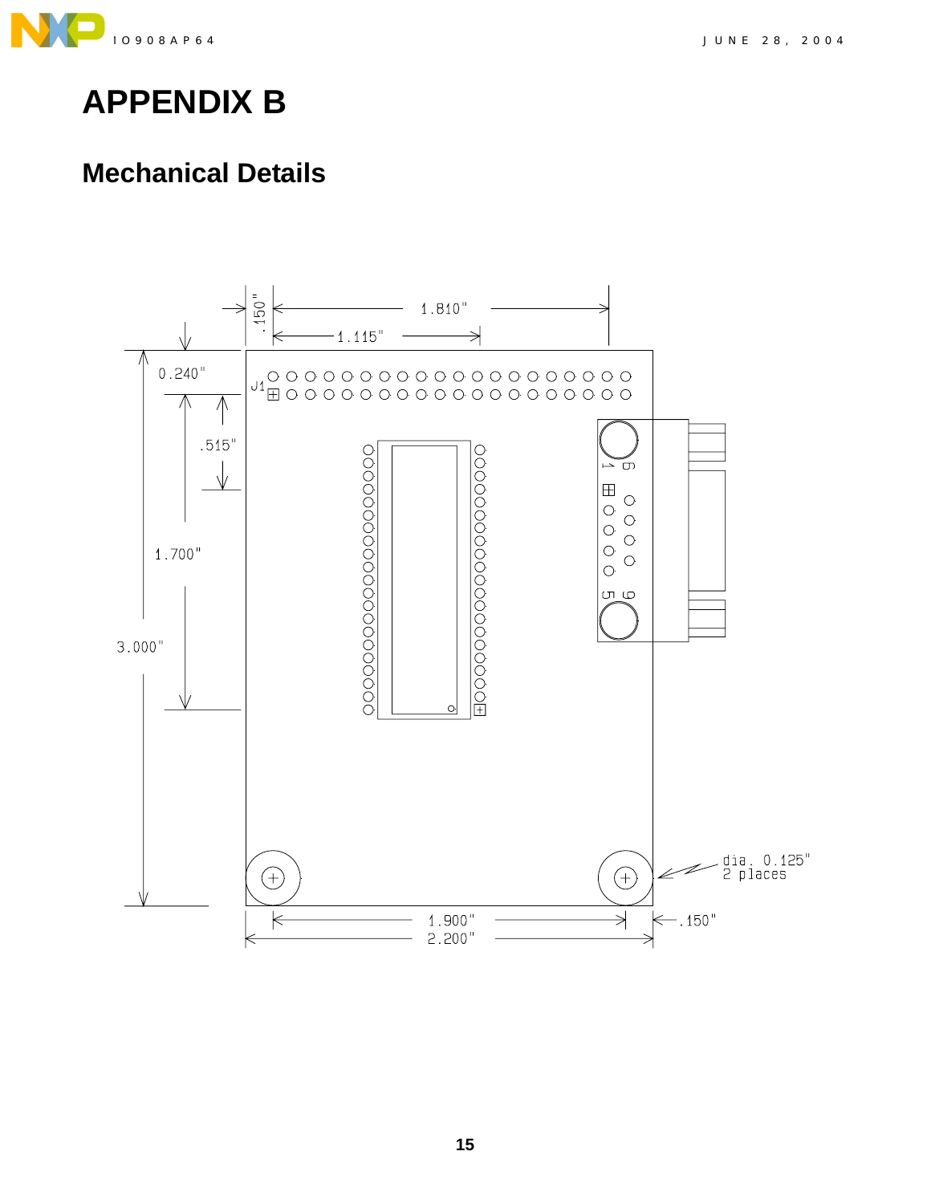# APPENDIX B

## Mechanical Details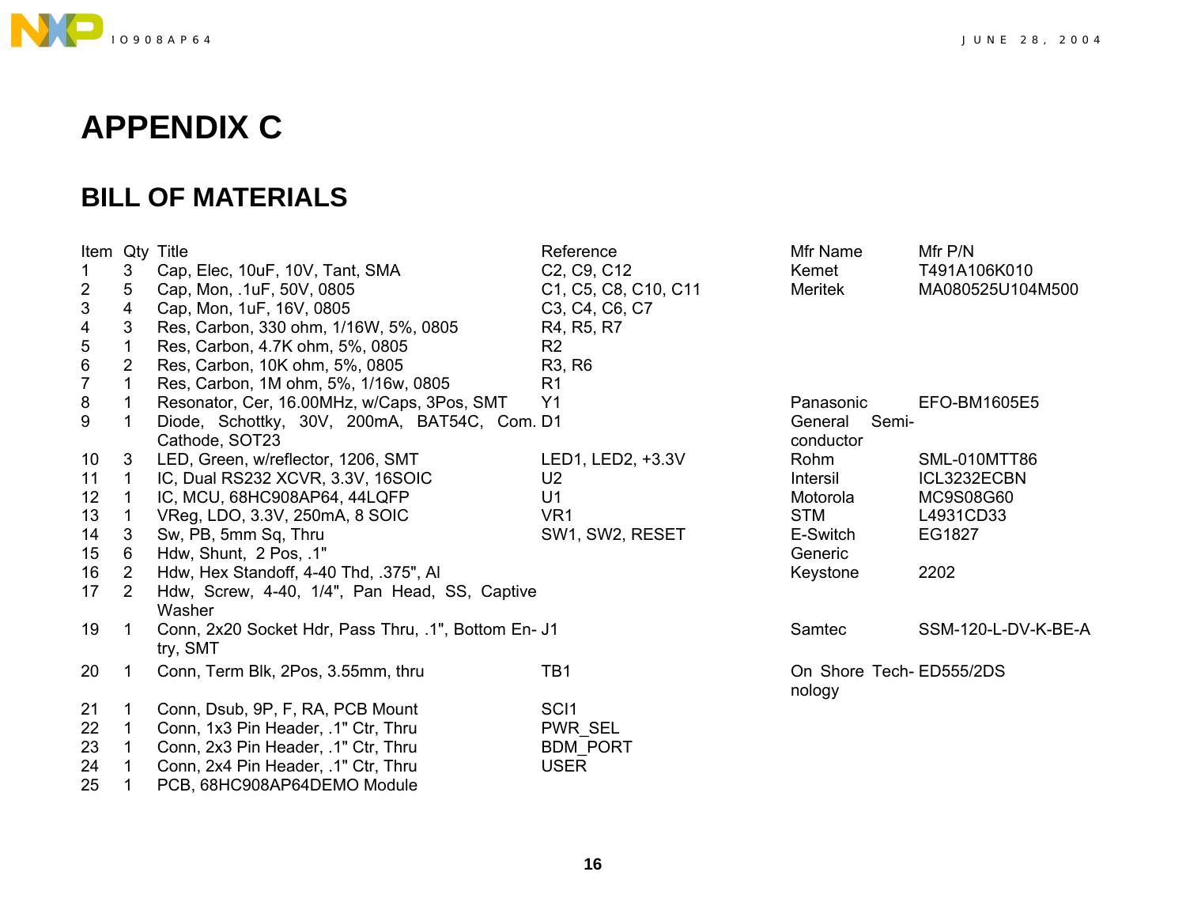# APPENDIX C

## BILL OF MATERIALS

| Item | Qty | Title | Reference | Mfr Name | Mfr P/N |
|---|---|---|---|---|---|
| 1 | 3 | Cap, Elec, 10uF, 10V, Tant, SMA | C2, C9, C12 | Kemet | T491A106K010 |
| 2 | 5 | Cap, Mon, .1uF, 50V, 0805 | C1, C5, C8, C10, C11 | Meritek | MA080525U104M500 |
| 3 | 4 | Cap, Mon, 1uF, 16V, 0805 | C3, C4, C6, C7 | | |
| 4 | 3 | Res, Carbon, 330 ohm, 1/16W, 5%, 0805 | R4, R5, R7 | | |
| 5 | 1 | Res, Carbon, 4.7K ohm, 5%, 0805 | R2 | | |
| 6 | 2 | Res, Carbon, 10K ohm, 5%, 0805 | R3, R6 | | |
| 7 | 1 | Res, Carbon, 1M ohm, 5%, 1/16w, 0805 | R1 | | |
| 8 | 1 | Resonator, Cer, 16.00MHz, w/Caps, 3Pos, SMT | Y1 | Panasonic | EFO-BM1605E5 |
| 9 | 1 | Diode, Schottky, 30V, 200mA, BAT54C, Com. Cathode, SOT23 | D1 | General Semiconductor | |
| 10 | 3 | LED, Green, w/reflector, 1206, SMT | LED1, LED2, +3.3V | Rohm | SML-010MTT86 |
| 11 | 1 | IC, Dual RS232 XCVR, 3.3V, 16SOIC | U2 | Intersil | ICL3232ECBN |
| 12 | 1 | IC, MCU, 68HC908AP64, 44LQFP | U1 | Motorola | MC9S08G60 |
| 13 | 1 | VReg, LDO, 3.3V, 250mA, 8 SOIC | VR1 | STM | L4931CD33 |
| 14 | 3 | Sw, PB, 5mm Sq, Thru | SW1, SW2, RESET | E-Switch | EG1827 |
| 15 | 6 | Hdw, Shunt, 2 Pos, .1" | | Generic | |
| 16 | 2 | Hdw, Hex Standoff, 4-40 Thd, .375", Al | | Keystone | 2202 |
| 17 | 2 | Hdw, Screw, 4-40, 1/4", Pan Head, SS, Captive Washer | | | |
| 19 | 1 | Conn, 2x20 Socket Hdr, Pass Thru, .1", Bottom Entry, SMT | J1 | Samtec | SSM-120-L-DV-K-BE-A |
| 20 | 1 | Conn, Term Blk, 2Pos, 3.55mm, thru | TB1 | On Shore Technology | ED555/2DS |
| 21 | 1 | Conn, Dsub, 9P, F, RA, PCB Mount | SCI1 | | |
| 22 | 1 | Conn, 1x3 Pin Header, .1" Ctr, Thru | PWR_SEL | | |
| 23 | 1 | Conn, 2x3 Pin Header, .1" Ctr, Thru | BDM_PORT | | |
| 24 | 1 | Conn, 2x4 Pin Header, .1" Ctr, Thru | USER | | |
| 25 | 1 | PCB, 68HC908AP64DEMO Module | | | |